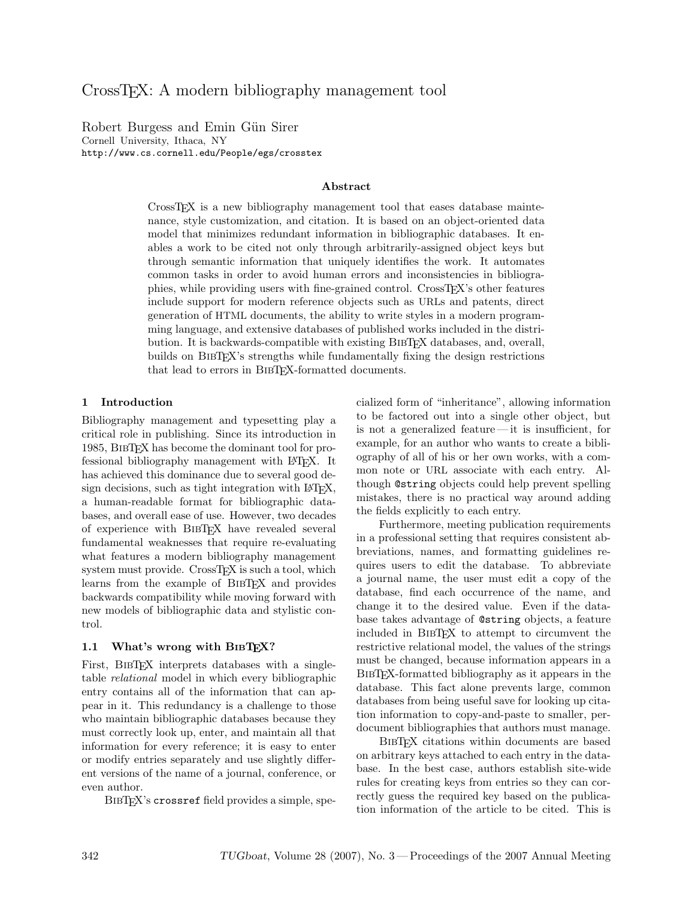# CrossTEX: A modern bibliography management tool

Robert Burgess and Emin Gün Sirer
Cornell University, Ithaca, NY
http://www.cs.cornell.edu/People/egs/crosstex

### Abstract

CrossTEX is a new bibliography management tool that eases database maintenance, style customization, and citation. It is based on an object-oriented data model that minimizes redundant information in bibliographic databases. It enables a work to be cited not only through arbitrarily-assigned object keys but through semantic information that uniquely identifies the work. It automates common tasks in order to avoid human errors and inconsistencies in bibliographies, while providing users with fine-grained control. CrossTEX's other features include support for modern reference objects such as URLs and patents, direct generation of HTML documents, the ability to write styles in a modern programming language, and extensive databases of published works included in the distribution. It is backwards-compatible with existing BIBTEX databases, and, overall, builds on BIBTEX's strengths while fundamentally fixing the design restrictions that lead to errors in BIBTEX-formatted documents.

## 1 Introduction

Bibliography management and typesetting play a critical role in publishing. Since its introduction in 1985, BIBTEX has become the dominant tool for professional bibliography management with LATEX. It has achieved this dominance due to several good design decisions, such as tight integration with LATEX, a human-readable format for bibliographic databases, and overall ease of use. However, two decades of experience with BIBTEX have revealed several fundamental weaknesses that require re-evaluating what features a modern bibliography management system must provide. CrossTEX is such a tool, which learns from the example of BIBTEX and provides backwards compatibility while moving forward with new models of bibliographic data and stylistic control.

### 1.1 What's wrong with BIBTEX?

First, BIBTEX interprets databases with a single-table *relational* model in which every bibliographic entry contains all of the information that can appear in it. This redundancy is a challenge to those who maintain bibliographic databases because they must correctly look up, enter, and maintain all that information for every reference; it is easy to enter or modify entries separately and use slightly different versions of the name of a journal, conference, or even author.

BIBTEX's `crossref` field provides a simple, specialized form of "inheritance", allowing information to be factored out into a single other object, but is not a generalized feature — it is insufficient, for example, for an author who wants to create a bibliography of all of his or her own works, with a common note or URL associate with each entry. Although `@string` objects could help prevent spelling mistakes, there is no practical way around adding the fields explicitly to each entry.

Furthermore, meeting publication requirements in a professional setting that requires consistent abbreviations, names, and formatting guidelines requires users to edit the database. To abbreviate a journal name, the user must edit a copy of the database, find each occurrence of the name, and change it to the desired value. Even if the database takes advantage of `@string` objects, a feature included in BIBTEX to attempt to circumvent the restrictive relational model, the values of the strings must be changed, because information appears in a BIBTEX-formatted bibliography as it appears in the database. This fact alone prevents large, common databases from being useful save for looking up citation information to copy-and-paste to smaller, per-document bibliographies that authors must manage.

BIBTEX citations within documents are based on arbitrary keys attached to each entry in the database. In the best case, authors establish site-wide rules for creating keys from entries so they can correctly guess the required key based on the publication information of the article to be cited. This is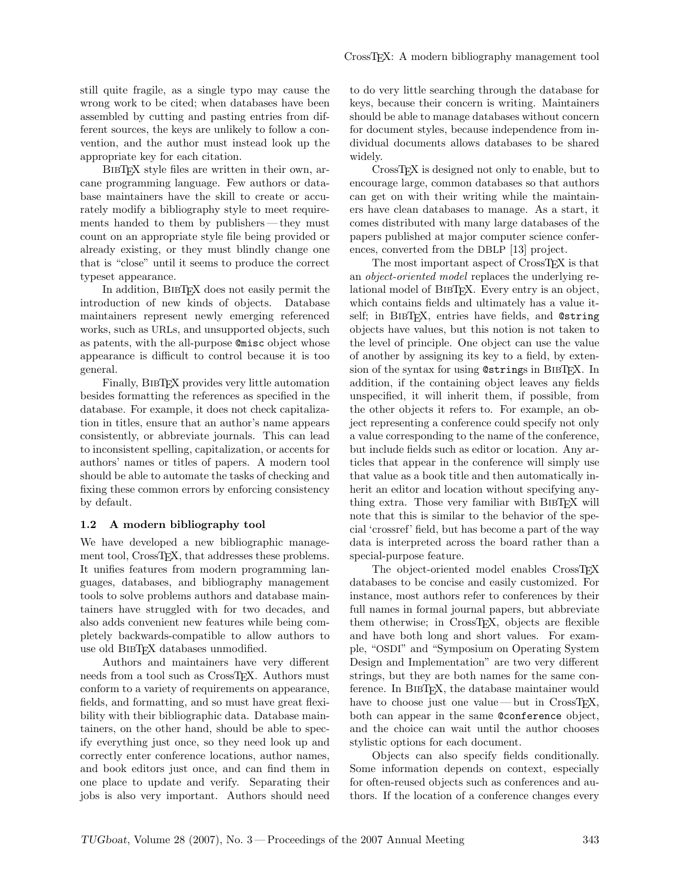still quite fragile, as a single typo may cause the wrong work to be cited; when databases have been assembled by cutting and pasting entries from different sources, the keys are unlikely to follow a convention, and the author must instead look up the appropriate key for each citation.

BibTeX style files are written in their own, arcane programming language. Few authors or database maintainers have the skill to create or accurately modify a bibliography style to meet requirements handed to them by publishers — they must count on an appropriate style file being provided or already existing, or they must blindly change one that is "close" until it seems to produce the correct typeset appearance.

In addition, BibTeX does not easily permit the introduction of new kinds of objects. Database maintainers represent newly emerging referenced works, such as URLs, and unsupported objects, such as patents, with the all-purpose `@misc` object whose appearance is difficult to control because it is too general.

Finally, BibTeX provides very little automation besides formatting the references as specified in the database. For example, it does not check capitalization in titles, ensure that an author's name appears consistently, or abbreviate journals. This can lead to inconsistent spelling, capitalization, or accents for authors' names or titles of papers. A modern tool should be able to automate the tasks of checking and fixing these common errors by enforcing consistency by default.

### 1.2 A modern bibliography tool

We have developed a new bibliographic management tool, CrossTeX, that addresses these problems. It unifies features from modern programming languages, databases, and bibliography management tools to solve problems authors and database maintainers have struggled with for two decades, and also adds convenient new features while being completely backwards-compatible to allow authors to use old BibTeX databases unmodified.

Authors and maintainers have very different needs from a tool such as CrossTeX. Authors must conform to a variety of requirements on appearance, fields, and formatting, and so must have great flexibility with their bibliographic data. Database maintainers, on the other hand, should be able to specify everything just once, so they need look up and correctly enter conference locations, author names, and book editors just once, and can find them in one place to update and verify. Separating their jobs is also very important. Authors should need to do very little searching through the database for keys, because their concern is writing. Maintainers should be able to manage databases without concern for document styles, because independence from individual documents allows databases to be shared widely.

CrossTeX is designed not only to enable, but to encourage large, common databases so that authors can get on with their writing while the maintainers have clean databases to manage. As a start, it comes distributed with many large databases of the papers published at major computer science conferences, converted from the DBLP [13] project.

The most important aspect of CrossTeX is that an *object-oriented model* replaces the underlying relational model of BibTeX. Every entry is an object, which contains fields and ultimately has a value itself; in BibTeX, entries have fields, and `@string` objects have values, but this notion is not taken to the level of principle. One object can use the value of another by assigning its key to a field, by extension of the syntax for using `@string`s in BibTeX. In addition, if the containing object leaves any fields unspecified, it will inherit them, if possible, from the other objects it refers to. For example, an object representing a conference could specify not only a value corresponding to the name of the conference, but include fields such as editor or location. Any articles that appear in the conference will simply use that value as a book title and then automatically inherit an editor and location without specifying anything extra. Those very familiar with BibTeX will note that this is similar to the behavior of the special 'crossref' field, but has become a part of the way data is interpreted across the board rather than a special-purpose feature.

The object-oriented model enables CrossTeX databases to be concise and easily customized. For instance, most authors refer to conferences by their full names in formal journal papers, but abbreviate them otherwise; in CrossTeX, objects are flexible and have both long and short values. For example, "OSDI" and "Symposium on Operating System Design and Implementation" are two very different strings, but they are both names for the same conference. In BibTeX, the database maintainer would have to choose just one value — but in CrossTeX, both can appear in the same `@conference` object, and the choice can wait until the author chooses stylistic options for each document.

Objects can also specify fields conditionally. Some information depends on context, especially for often-reused objects such as conferences and authors. If the location of a conference changes every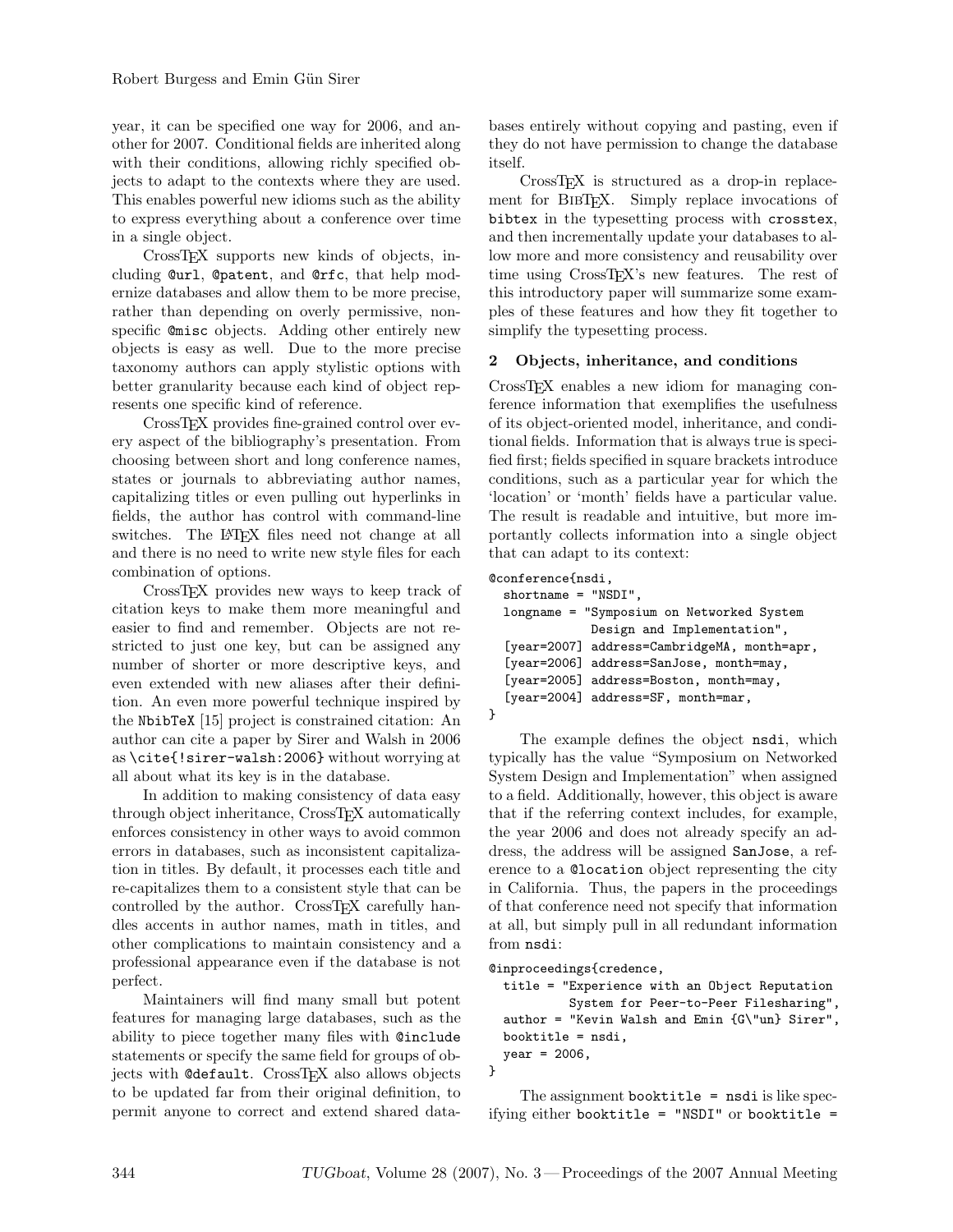year, it can be specified one way for 2006, and another for 2007. Conditional fields are inherited along with their conditions, allowing richly specified objects to adapt to the contexts where they are used. This enables powerful new idioms such as the ability to express everything about a conference over time in a single object.

CrossTEX supports new kinds of objects, including `@url`, `@patent`, and `@rfc`, that help modernize databases and allow them to be more precise, rather than depending on overly permissive, non-specific `@misc` objects. Adding other entirely new objects is easy as well. Due to the more precise taxonomy authors can apply stylistic options with better granularity because each kind of object represents one specific kind of reference.

CrossTEX provides fine-grained control over every aspect of the bibliography's presentation. From choosing between short and long conference names, states or journals to abbreviating author names, capitalizing titles or even pulling out hyperlinks in fields, the author has control with command-line switches. The LATEX files need not change at all and there is no need to write new style files for each combination of options.

CrossTEX provides new ways to keep track of citation keys to make them more meaningful and easier to find and remember. Objects are not restricted to just one key, but can be assigned any number of shorter or more descriptive keys, and even extended with new aliases after their definition. An even more powerful technique inspired by the `NbibTeX` [15] project is constrained citation: An author can cite a paper by Sirer and Walsh in 2006 as `\cite{!sirer-walsh:2006}` without worrying at all about what its key is in the database.

In addition to making consistency of data easy through object inheritance, CrossTEX automatically enforces consistency in other ways to avoid common errors in databases, such as inconsistent capitalization in titles. By default, it processes each title and re-capitalizes them to a consistent style that can be controlled by the author. CrossTEX carefully handles accents in author names, math in titles, and other complications to maintain consistency and a professional appearance even if the database is not perfect.

Maintainers will find many small but potent features for managing large databases, such as the ability to piece together many files with `@include` statements or specify the same field for groups of objects with `@default`. CrossTEX also allows objects to be updated far from their original definition, to permit anyone to correct and extend shared databases entirely without copying and pasting, even if they do not have permission to change the database itself.

CrossTEX is structured as a drop-in replacement for BIBTEX. Simply replace invocations of `bibtex` in the typesetting process with `crosstex`, and then incrementally update your databases to allow more and more consistency and reusability over time using CrossTEX's new features. The rest of this introductory paper will summarize some examples of these features and how they fit together to simplify the typesetting process.

## 2 Objects, inheritance, and conditions

CrossTEX enables a new idiom for managing conference information that exemplifies the usefulness of its object-oriented model, inheritance, and conditional fields. Information that is always true is specified first; fields specified in square brackets introduce conditions, such as a particular year for which the 'location' or 'month' fields have a particular value. The result is readable and intuitive, but more importantly collects information into a single object that can adapt to its context:

```
@conference{nsdi,
  shortname = "NSDI",
  longname = "Symposium on Networked System
              Design and Implementation",
  [year=2007] address=CambridgeMA, month=apr,
  [year=2006] address=SanJose, month=may,
  [year=2005] address=Boston, month=may,
  [year=2004] address=SF, month=mar,
}
```

The example defines the object `nsdi`, which typically has the value "Symposium on Networked System Design and Implementation" when assigned to a field. Additionally, however, this object is aware that if the referring context includes, for example, the year 2006 and does not already specify an address, the address will be assigned `SanJose`, a reference to a `@location` object representing the city in California. Thus, the papers in the proceedings of that conference need not specify that information at all, but simply pull in all redundant information from `nsdi`:

```
@inproceedings{credence,
  title = "Experience with an Object Reputation
           System for Peer-to-Peer Filesharing",
  author = "Kevin Walsh and Emin {G\"un} Sirer",
  booktitle = nsdi,
  year = 2006,
}
```

The assignment `booktitle = nsdi` is like specifying either `booktitle = "NSDI"` or `booktitle =`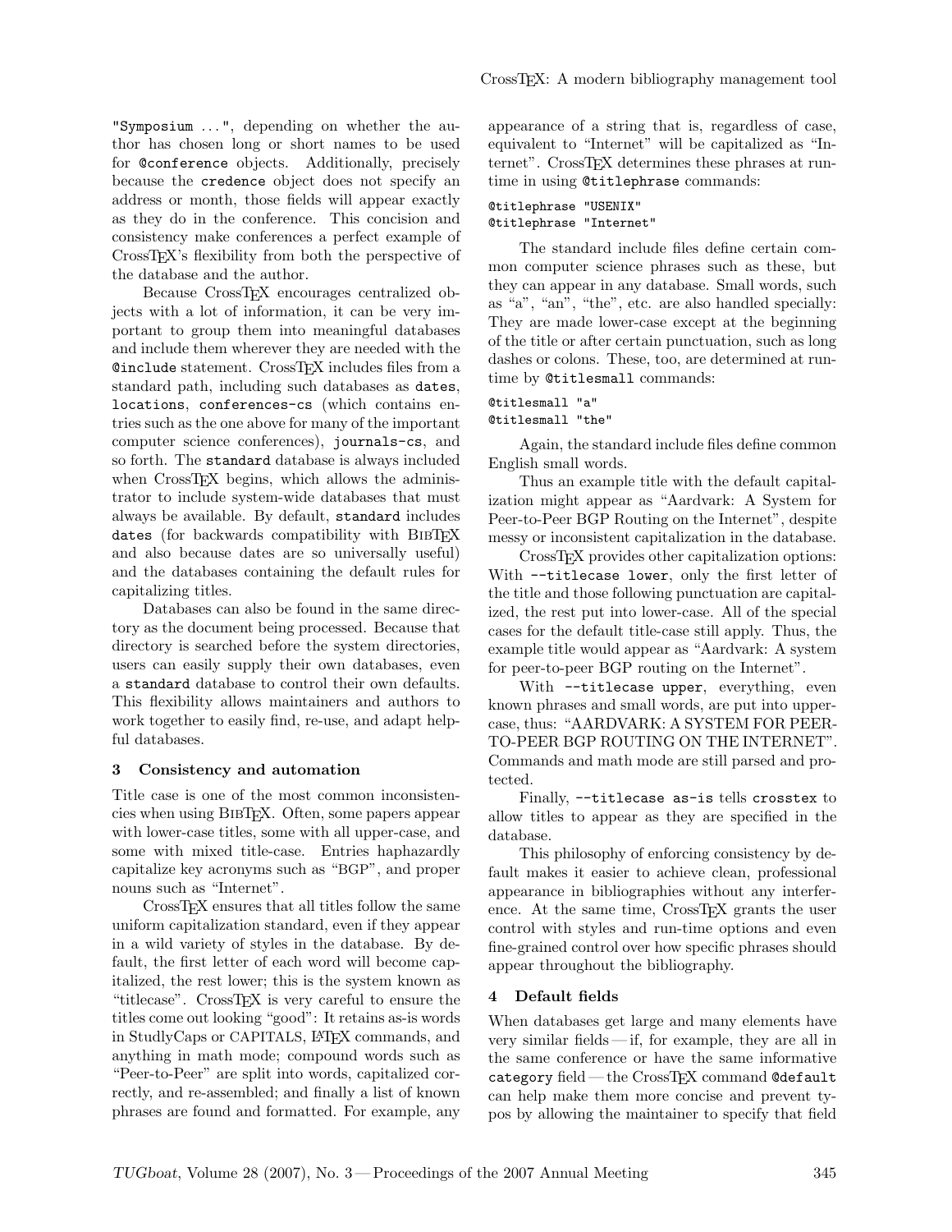"Symposium ...", depending on whether the author has chosen long or short names to be used for @conference objects. Additionally, precisely because the credence object does not specify an address or month, those fields will appear exactly as they do in the conference. This concision and consistency make conferences a perfect example of CrossTeX's flexibility from both the perspective of the database and the author.

Because CrossTeX encourages centralized objects with a lot of information, it can be very important to group them into meaningful databases and include them wherever they are needed with the @include statement. CrossTeX includes files from a standard path, including such databases as dates, locations, conferences-cs (which contains entries such as the one above for many of the important computer science conferences), journals-cs, and so forth. The standard database is always included when CrossTeX begins, which allows the administrator to include system-wide databases that must always be available. By default, standard includes dates (for backwards compatibility with BibTeX and also because dates are so universally useful) and the databases containing the default rules for capitalizing titles.

Databases can also be found in the same directory as the document being processed. Because that directory is searched before the system directories, users can easily supply their own databases, even a standard database to control their own defaults. This flexibility allows maintainers and authors to work together to easily find, re-use, and adapt helpful databases.

## 3 Consistency and automation

Title case is one of the most common inconsistencies when using BibTeX. Often, some papers appear with lower-case titles, some with all upper-case, and some with mixed title-case. Entries haphazardly capitalize key acronyms such as "BGP", and proper nouns such as "Internet".

CrossTeX ensures that all titles follow the same uniform capitalization standard, even if they appear in a wild variety of styles in the database. By default, the first letter of each word will become capitalized, the rest lower; this is the system known as "titlecase". CrossTeX is very careful to ensure the titles come out looking "good": It retains as-is words in StudlyCaps or CAPITALS, LaTeX commands, and anything in math mode; compound words such as "Peer-to-Peer" are split into words, capitalized correctly, and re-assembled; and finally a list of known phrases are found and formatted. For example, any appearance of a string that is, regardless of case, equivalent to "Internet" will be capitalized as "Internet". CrossTeX determines these phrases at runtime in using @titlephrase commands:

```
@titlephrase "USENIX"
@titlephrase "Internet"
```

The standard include files define certain common computer science phrases such as these, but they can appear in any database. Small words, such as "a", "an", "the", etc. are also handled specially: They are made lower-case except at the beginning of the title or after certain punctuation, such as long dashes or colons. These, too, are determined at runtime by @titlesmall commands:

```
@titlesmall "a"
@titlesmall "the"
```

Again, the standard include files define common English small words.

Thus an example title with the default capitalization might appear as "Aardvark: A System for Peer-to-Peer BGP Routing on the Internet", despite messy or inconsistent capitalization in the database.

CrossTeX provides other capitalization options: With --titlecase lower, only the first letter of the title and those following punctuation are capitalized, the rest put into lower-case. All of the special cases for the default title-case still apply. Thus, the example title would appear as "Aardvark: A system for peer-to-peer BGP routing on the Internet".

With --titlecase upper, everything, even known phrases and small words, are put into uppercase, thus: "AARDVARK: A SYSTEM FOR PEER-TO-PEER BGP ROUTING ON THE INTERNET". Commands and math mode are still parsed and protected.

Finally, --titlecase as-is tells crosstex to allow titles to appear as they are specified in the database.

This philosophy of enforcing consistency by default makes it easier to achieve clean, professional appearance in bibliographies without any interference. At the same time, CrossTeX grants the user control with styles and run-time options and even fine-grained control over how specific phrases should appear throughout the bibliography.

## 4 Default fields

When databases get large and many elements have very similar fields — if, for example, they are all in the same conference or have the same informative category field — the CrossTeX command @default can help make them more concise and prevent typos by allowing the maintainer to specify that field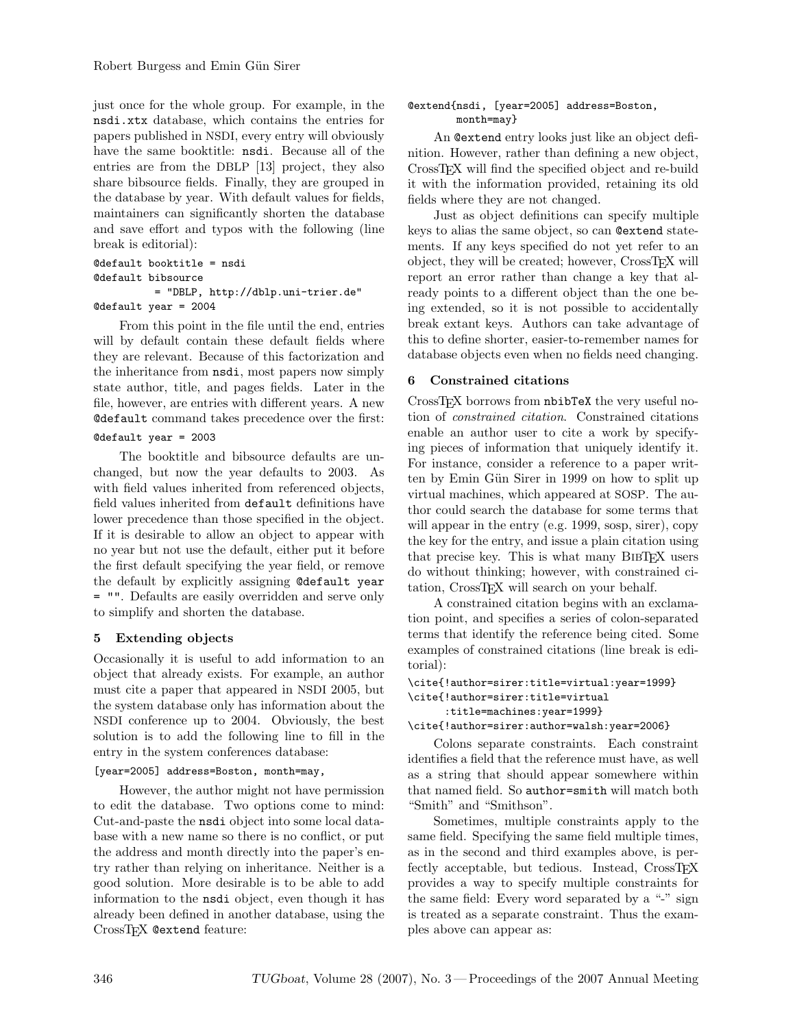just once for the whole group. For example, in the `nsdi.xtx` database, which contains the entries for papers published in NSDI, every entry will obviously have the same booktitle: `nsdi`. Because all of the entries are from the DBLP [13] project, they also share bibsource fields. Finally, they are grouped in the database by year. With default values for fields, maintainers can significantly shorten the database and save effort and typos with the following (line break is editorial):

```
@default booktitle = nsdi
@default bibsource
          = "DBLP, http://dblp.uni-trier.de"
@default year = 2004
```

From this point in the file until the end, entries will by default contain these default fields where they are relevant. Because of this factorization and the inheritance from `nsdi`, most papers now simply state author, title, and pages fields. Later in the file, however, are entries with different years. A new `@default` command takes precedence over the first:

```
@default year = 2003
```

The booktitle and bibsource defaults are unchanged, but now the year defaults to 2003. As with field values inherited from referenced objects, field values inherited from `default` definitions have lower precedence than those specified in the object. If it is desirable to allow an object to appear with no year but not use the default, either put it before the first default specifying the year field, or remove the default by explicitly assigning `@default year = ""`. Defaults are easily overridden and serve only to simplify and shorten the database.

## 5 Extending objects

Occasionally it is useful to add information to an object that already exists. For example, an author must cite a paper that appeared in NSDI 2005, but the system database only has information about the NSDI conference up to 2004. Obviously, the best solution is to add the following line to fill in the entry in the system conferences database:

```
[year=2005] address=Boston, month=may,
```

However, the author might not have permission to edit the database. Two options come to mind: Cut-and-paste the `nsdi` object into some local database with a new name so there is no conflict, or put the address and month directly into the paper's entry rather than relying on inheritance. Neither is a good solution. More desirable is to be able to add information to the `nsdi` object, even though it has already been defined in another database, using the CrossTeX `@extend` feature:

```
@extend{nsdi, [year=2005] address=Boston,
       month=may}
```

An `@extend` entry looks just like an object definition. However, rather than defining a new object, CrossTeX will find the specified object and re-build it with the information provided, retaining its old fields where they are not changed.

Just as object definitions can specify multiple keys to alias the same object, so can `@extend` statements. If any keys specified do not yet refer to an object, they will be created; however, CrossTeX will report an error rather than change a key that already points to a different object than the one being extended, so it is not possible to accidentally break extant keys. Authors can take advantage of this to define shorter, easier-to-remember names for database objects even when no fields need changing.

## 6 Constrained citations

CrossTeX borrows from `nbibTeX` the very useful notion of *constrained citation*. Constrained citations enable an author user to cite a work by specifying pieces of information that uniquely identify it. For instance, consider a reference to a paper written by Emin Gün Sirer in 1999 on how to split up virtual machines, which appeared at SOSP. The author could search the database for some terms that will appear in the entry (e.g. 1999, sosp, sirer), copy the key for the entry, and issue a plain citation using that precise key. This is what many BibTeX users do without thinking; however, with constrained citation, CrossTeX will search on your behalf.

A constrained citation begins with an exclamation point, and specifies a series of colon-separated terms that identify the reference being cited. Some examples of constrained citations (line break is editorial):

```
\cite{!author=sirer:title=virtual:year=1999}
\cite{!author=sirer:title=virtual
      :title=machines:year=1999}
\cite{!author=sirer:author=walsh:year=2006}
```

Colons separate constraints. Each constraint identifies a field that the reference must have, as well as a string that should appear somewhere within that named field. So `author=smith` will match both "Smith" and "Smithson".

Sometimes, multiple constraints apply to the same field. Specifying the same field multiple times, as in the second and third examples above, is perfectly acceptable, but tedious. Instead, CrossTeX provides a way to specify multiple constraints for the same field: Every word separated by a "-" sign is treated as a separate constraint. Thus the examples above can appear as: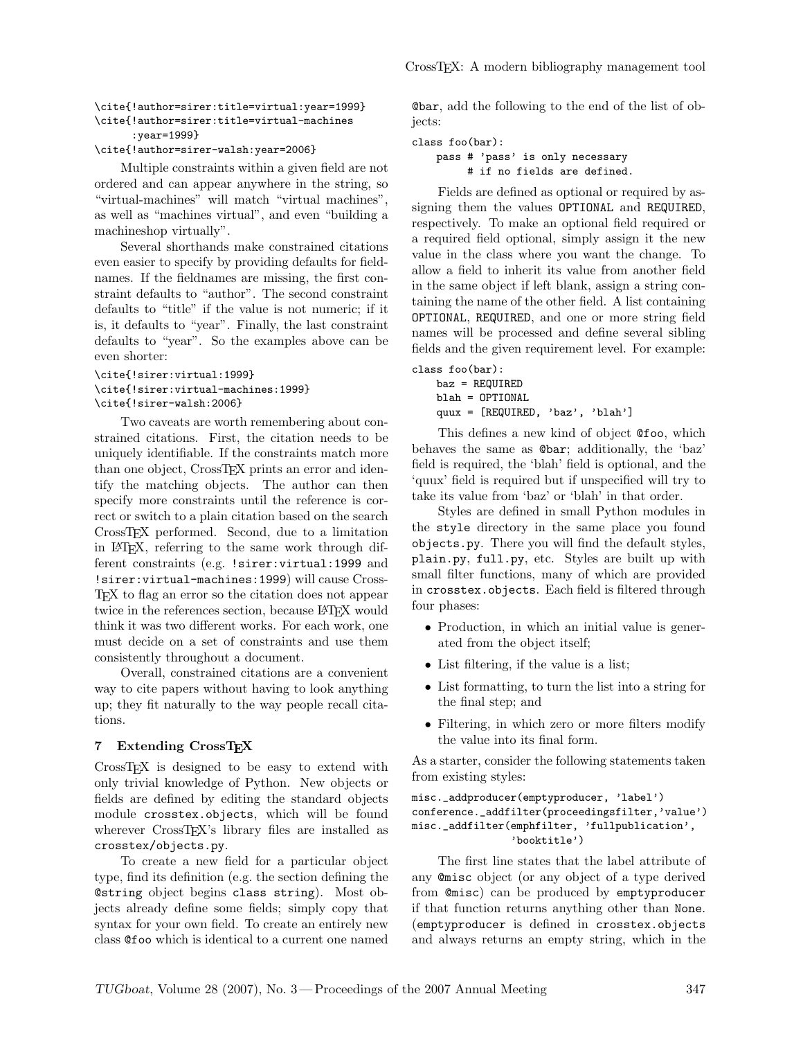```
\cite{!author=sirer:title=virtual:year=1999}
\cite{!author=sirer:title=virtual-machines
     :year=1999}
\cite{!author=sirer-walsh:year=2006}
```

Multiple constraints within a given field are not ordered and can appear anywhere in the string, so "virtual-machines" will match "virtual machines", as well as "machines virtual", and even "building a machineshop virtually".

Several shorthands make constrained citations even easier to specify by providing defaults for fieldnames. If the fieldnames are missing, the first constraint defaults to "author". The second constraint defaults to "title" if the value is not numeric; if it is, it defaults to "year". Finally, the last constraint defaults to "year". So the examples above can be even shorter:

```
\cite{!sirer:virtual:1999}
\cite{!sirer:virtual-machines:1999}
\cite{!sirer-walsh:2006}
```

Two caveats are worth remembering about constrained citations. First, the citation needs to be uniquely identifiable. If the constraints match more than one object, CrossTEX prints an error and identify the matching objects. The author can then specify more constraints until the reference is correct or switch to a plain citation based on the search CrossTEX performed. Second, due to a limitation in LATEX, referring to the same work through different constraints (e.g. `!sirer:virtual:1999` and `!sirer:virtual-machines:1999`) will cause CrossTEX to flag an error so the citation does not appear twice in the references section, because LATEX would think it was two different works. For each work, one must decide on a set of constraints and use them consistently throughout a document.

Overall, constrained citations are a convenient way to cite papers without having to look anything up; they fit naturally to the way people recall citations.

## 7 Extending CrossTEX

CrossTEX is designed to be easy to extend with only trivial knowledge of Python. New objects or fields are defined by editing the standard objects module `crosstex.objects`, which will be found wherever CrossTEX's library files are installed as `crosstex/objects.py`.

To create a new field for a particular object type, find its definition (e.g. the section defining the `@string` object begins `class string`). Most objects already define some fields; simply copy that syntax for your own field. To create an entirely new class `@foo` which is identical to a current one named `@bar`, add the following to the end of the list of objects:

```
class foo(bar):
    pass # 'pass' is only necessary
         # if no fields are defined.
```

Fields are defined as optional or required by assigning them the values `OPTIONAL` and `REQUIRED`, respectively. To make an optional field required or a required field optional, simply assign it the new value in the class where you want the change. To allow a field to inherit its value from another field in the same object if left blank, assign a string containing the name of the other field. A list containing `OPTIONAL`, `REQUIRED`, and one or more string field names will be processed and define several sibling fields and the given requirement level. For example:

```
class foo(bar):
    baz = REQUIRED
    blah = OPTIONAL
    quux = [REQUIRED, 'baz', 'blah']
```

This defines a new kind of object `@foo`, which behaves the same as `@bar`; additionally, the 'baz' field is required, the 'blah' field is optional, and the 'quux' field is required but if unspecified will try to take its value from 'baz' or 'blah' in that order.

Styles are defined in small Python modules in the `style` directory in the same place you found `objects.py`. There you will find the default styles, `plain.py`, `full.py`, etc. Styles are built up with small filter functions, many of which are provided in `crosstex.objects`. Each field is filtered through four phases:

- Production, in which an initial value is generated from the object itself;
- List filtering, if the value is a list;
- List formatting, to turn the list into a string for the final step; and
- Filtering, in which zero or more filters modify the value into its final form.

As a starter, consider the following statements taken from existing styles:

```
misc._addproducer(emptyproducer, 'label')
conference._addfilter(proceedingsfilter,'value')
misc._addfilter(emphfilter, 'fullpublication',
                'booktitle')
```

The first line states that the label attribute of any `@misc` object (or any object of a type derived from `@misc`) can be produced by `emptyproducer` if that function returns anything other than `None`. (`emptyproducer` is defined in `crosstex.objects` and always returns an empty string, which in the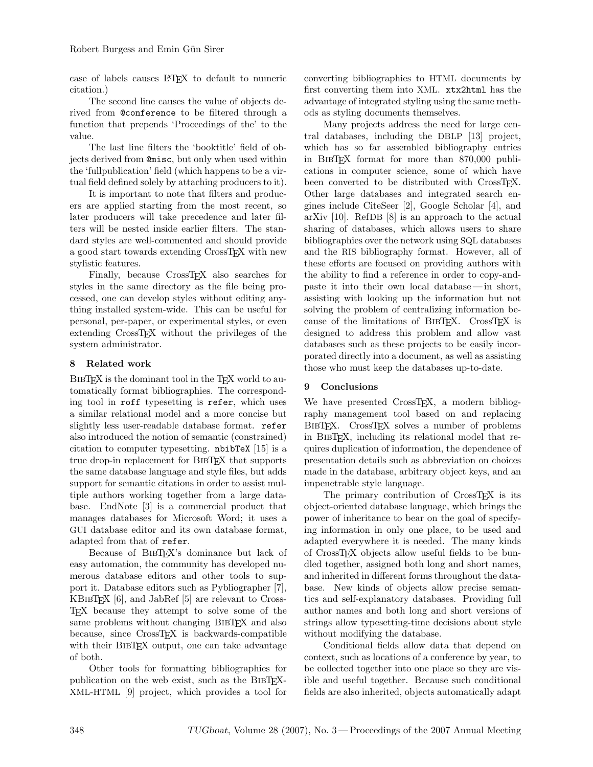case of labels causes LaTeX to default to numeric citation.)

The second line causes the value of objects derived from `@conference` to be filtered through a function that prepends 'Proceedings of the' to the value.

The last line filters the 'booktitle' field of objects derived from `@misc`, but only when used within the 'fullpublication' field (which happens to be a virtual field defined solely by attaching producers to it).

It is important to note that filters and producers are applied starting from the most recent, so later producers will take precedence and later filters will be nested inside earlier filters. The standard styles are well-commented and should provide a good start towards extending CrossTeX with new stylistic features.

Finally, because CrossTeX also searches for styles in the same directory as the file being processed, one can develop styles without editing anything installed system-wide. This can be useful for personal, per-paper, or experimental styles, or even extending CrossTeX without the privileges of the system administrator.

## 8 Related work

BibTeX is the dominant tool in the TeX world to automatically format bibliographies. The corresponding tool in `roff` typesetting is `refer`, which uses a similar relational model and a more concise but slightly less user-readable database format. `refer` also introduced the notion of semantic (constrained) citation to computer typesetting. `nbibTeX` [15] is a true drop-in replacement for BibTeX that supports the same database language and style files, but adds support for semantic citations in order to assist multiple authors working together from a large database. EndNote [3] is a commercial product that manages databases for Microsoft Word; it uses a GUI database editor and its own database format, adapted from that of `refer`.

Because of BibTeX's dominance but lack of easy automation, the community has developed numerous database editors and other tools to support it. Database editors such as Pybliographer [7], KBibTeX [6], and JabRef [5] are relevant to CrossTeX because they attempt to solve some of the same problems without changing BibTeX and also because, since CrossTeX is backwards-compatible with their BibTeX output, one can take advantage of both.

Other tools for formatting bibliographies for publication on the web exist, such as the BibTeX-XML-HTML [9] project, which provides a tool for converting bibliographies to HTML documents by first converting them into XML. `xtx2html` has the advantage of integrated styling using the same methods as styling documents themselves.

Many projects address the need for large central databases, including the DBLP [13] project, which has so far assembled bibliography entries in BibTeX format for more than 870,000 publications in computer science, some of which have been converted to be distributed with CrossTeX. Other large databases and integrated search engines include CiteSeer [2], Google Scholar [4], and arXiv [10]. RefDB [8] is an approach to the actual sharing of databases, which allows users to share bibliographies over the network using SQL databases and the RIS bibliography format. However, all of these efforts are focused on providing authors with the ability to find a reference in order to copy-and-paste it into their own local database — in short, assisting with looking up the information but not solving the problem of centralizing information because of the limitations of BibTeX. CrossTeX is designed to address this problem and allow vast databases such as these projects to be easily incorporated directly into a document, as well as assisting those who must keep the databases up-to-date.

## 9 Conclusions

We have presented CrossTeX, a modern bibliography management tool based on and replacing BibTeX. CrossTeX solves a number of problems in BibTeX, including its relational model that requires duplication of information, the dependence of presentation details such as abbreviation on choices made in the database, arbitrary object keys, and an impenetrable style language.

The primary contribution of CrossTeX is its object-oriented database language, which brings the power of inheritance to bear on the goal of specifying information in only one place, to be used and adapted everywhere it is needed. The many kinds of CrossTeX objects allow useful fields to be bundled together, assigned both long and short names, and inherited in different forms throughout the database. New kinds of objects allow precise semantics and self-explanatory databases. Providing full author names and both long and short versions of strings allow typesetting-time decisions about style without modifying the database.

Conditional fields allow data that depend on context, such as locations of a conference by year, to be collected together into one place so they are visible and useful together. Because such conditional fields are also inherited, objects automatically adapt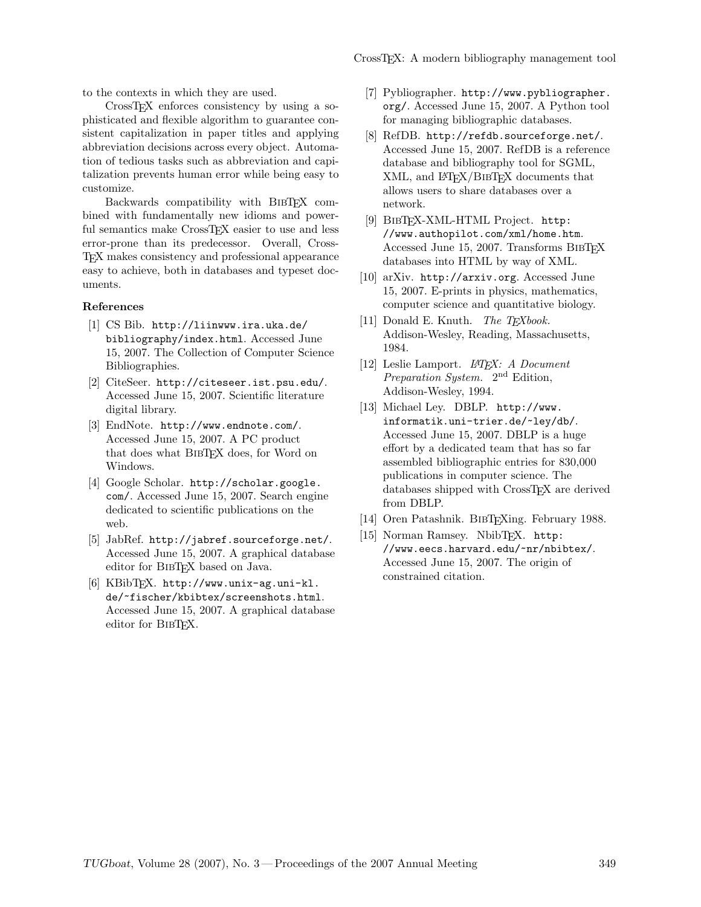to the contexts in which they are used.

CrossTEX enforces consistency by using a sophisticated and flexible algorithm to guarantee consistent capitalization in paper titles and applying abbreviation decisions across every object. Automation of tedious tasks such as abbreviation and capitalization prevents human error while being easy to customize.

Backwards compatibility with BibTEX combined with fundamentally new idioms and powerful semantics make CrossTEX easier to use and less error-prone than its predecessor. Overall, CrossTEX makes consistency and professional appearance easy to achieve, both in databases and typeset documents.

### References

[1] CS Bib. `http://liinwww.ira.uka.de/bibliography/index.html`. Accessed June 15, 2007. The Collection of Computer Science Bibliographies.

[2] CiteSeer. `http://citeseer.ist.psu.edu/`. Accessed June 15, 2007. Scientific literature digital library.

[3] EndNote. `http://www.endnote.com/`. Accessed June 15, 2007. A PC product that does what BibTEX does, for Word on Windows.

[4] Google Scholar. `http://scholar.google.com/`. Accessed June 15, 2007. Search engine dedicated to scientific publications on the web.

[5] JabRef. `http://jabref.sourceforge.net/`. Accessed June 15, 2007. A graphical database editor for BibTEX based on Java.

[6] KBibTEX. `http://www.unix-ag.uni-kl.de/~fischer/kbibtex/screenshots.html`. Accessed June 15, 2007. A graphical database editor for BibTEX.

[7] Pybliographer. `http://www.pybliographer.org/`. Accessed June 15, 2007. A Python tool for managing bibliographic databases.

[8] RefDB. `http://refdb.sourceforge.net/`. Accessed June 15, 2007. RefDB is a reference database and bibliography tool for SGML, XML, and LaTEX/BibTEX documents that allows users to share databases over a network.

[9] BibTEX-XML-HTML Project. `http://www.authopilot.com/xml/home.htm`. Accessed June 15, 2007. Transforms BibTEX databases into HTML by way of XML.

[10] arXiv. `http://arxiv.org`. Accessed June 15, 2007. E-prints in physics, mathematics, computer science and quantitative biology.

[11] Donald E. Knuth. *The TEXbook*. Addison-Wesley, Reading, Massachusetts, 1984.

[12] Leslie Lamport. *LaTEX: A Document Preparation System*. 2nd Edition, Addison-Wesley, 1994.

[13] Michael Ley. DBLP. `http://www.informatik.uni-trier.de/~ley/db/`. Accessed June 15, 2007. DBLP is a huge effort by a dedicated team that has so far assembled bibliographic entries for 830,000 publications in computer science. The databases shipped with CrossTEX are derived from DBLP.

[14] Oren Patashnik. BibTEXing. February 1988.

[15] Norman Ramsey. NbibTEX. `http://www.eecs.harvard.edu/~nr/nbibtex/`. Accessed June 15, 2007. The origin of constrained citation.